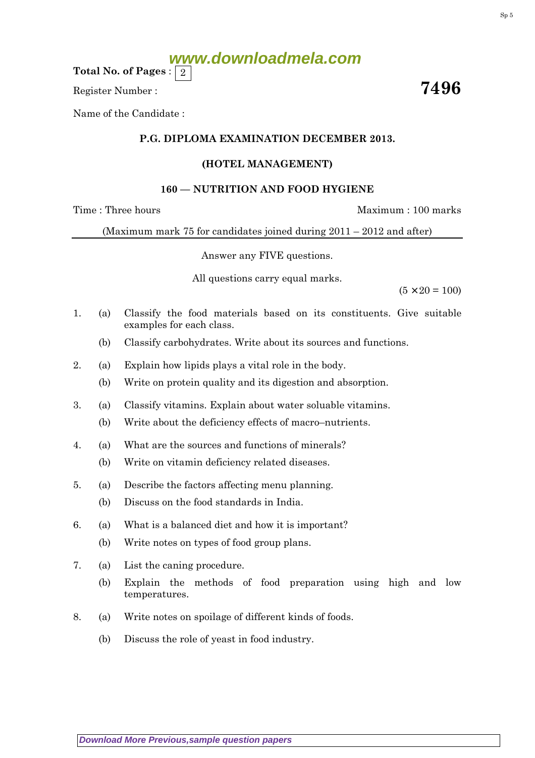**Total No. of Pages** : 2

Register Number : **7496**

Name of the Candidate :

## P.G. DIPLOMA EXAMINATION DECEMBER 2013.

### (HOTEL MANAGEMENT)

### 160 — NUTRITION AND FOOD HYGIENE

Time : Three hours Maximum : 100 marks

(Maximum mark 75 for candidates joined during 2011 – 2012 and after)

Answer any FIVE questions.

All questions carry equal marks.

$(5 \times 20 = 100)$

1. (a) Classify the food materials based on its constituents. Give suitable examples for each class.

   (b) Classify carbohydrates. Write about its sources and functions.

2. (a) Explain how lipids plays a vital role in the body.

   (b) Write on protein quality and its digestion and absorption.

3. (a) Classify vitamins. Explain about water soluable vitamins.

   (b) Write about the deficiency effects of macro–nutrients.

4. (a) What are the sources and functions of minerals?

   (b) Write on vitamin deficiency related diseases.

5. (a) Describe the factors affecting menu planning.

   (b) Discuss on the food standards in India.

6. (a) What is a balanced diet and how it is important?

   (b) Write notes on types of food group plans.

7. (a) List the caning procedure.

   (b) Explain the methods of food preparation using high and low temperatures.

8. (a) Write notes on spoilage of different kinds of foods.

   (b) Discuss the role of yeast in food industry.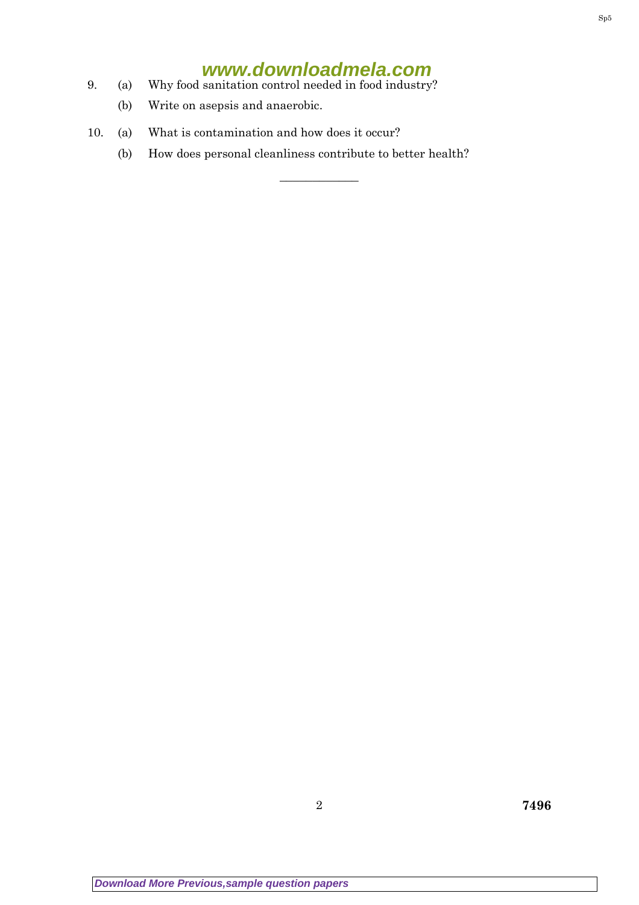9. (a) Why food sanitation control needed in food industry?

   (b) Write on asepsis and anaerobic.

10. (a) What is contamination and how does it occur?

    (b) How does personal cleanliness contribute to better health?

———————